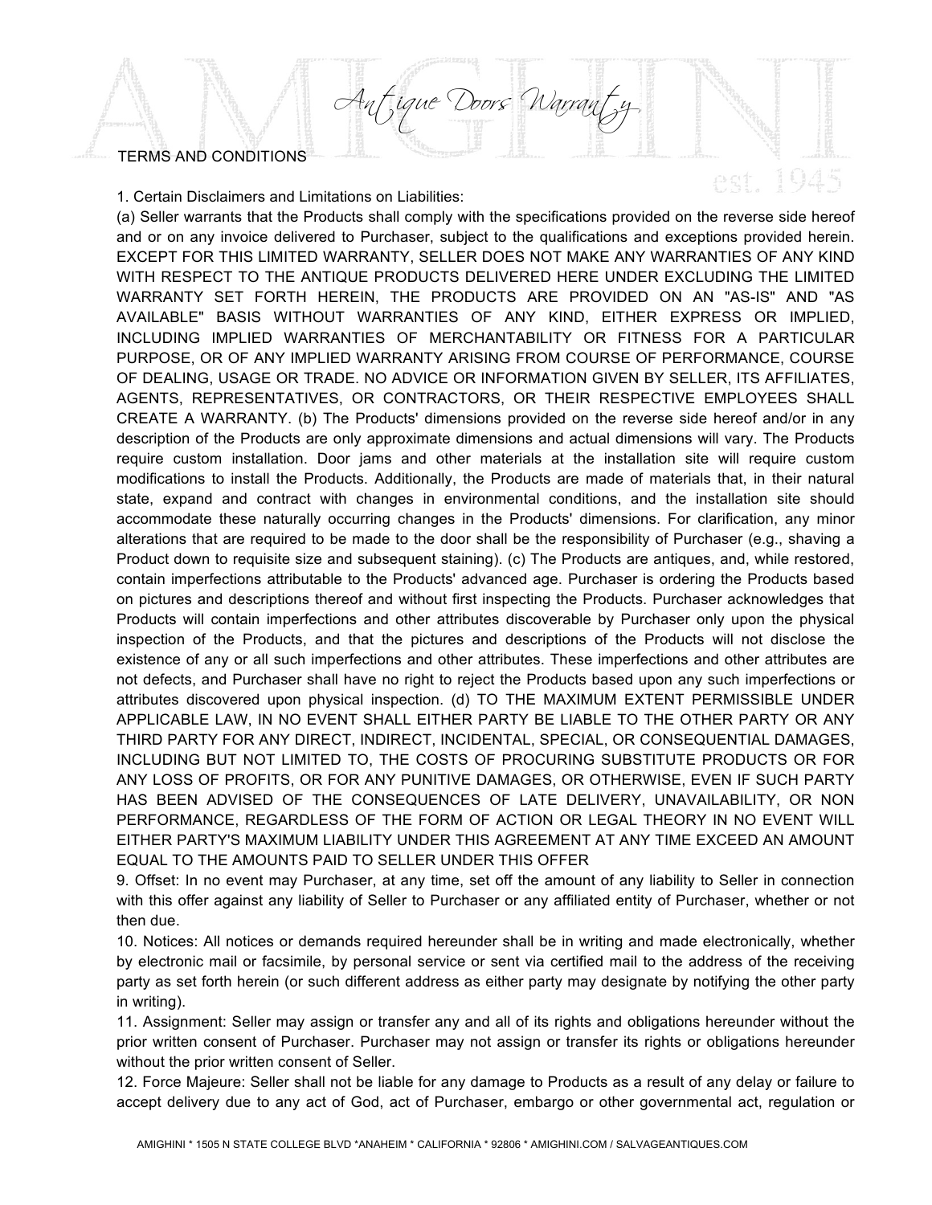# Antique Doors Warranty

TERMS AND CONDITIONS

1. Certain Disclaimers and Limitations on Liabilities:

(a) Seller warrants that the Products shall comply with the specifications provided on the reverse side hereof and or on any invoice delivered to Purchaser, subject to the qualifications and exceptions provided herein. EXCEPT FOR THIS LIMITED WARRANTY, SELLER DOES NOT MAKE ANY WARRANTIES OF ANY KIND WITH RESPECT TO THE ANTIQUE PRODUCTS DELIVERED HERE UNDER EXCLUDING THE LIMITED WARRANTY SET FORTH HEREIN, THE PRODUCTS ARE PROVIDED ON AN "AS-IS" AND "AS AVAILABLE" BASIS WITHOUT WARRANTIES OF ANY KIND, EITHER EXPRESS OR IMPLIED, INCLUDING IMPLIED WARRANTIES OF MERCHANTABILITY OR FITNESS FOR A PARTICULAR PURPOSE, OR OF ANY IMPLIED WARRANTY ARISING FROM COURSE OF PERFORMANCE, COURSE OF DEALING, USAGE OR TRADE. NO ADVICE OR INFORMATION GIVEN BY SELLER, ITS AFFILIATES, AGENTS, REPRESENTATIVES, OR CONTRACTORS, OR THEIR RESPECTIVE EMPLOYEES SHALL CREATE A WARRANTY. (b) The Products' dimensions provided on the reverse side hereof and/or in any description of the Products are only approximate dimensions and actual dimensions will vary. The Products require custom installation. Door jams and other materials at the installation site will require custom modifications to install the Products. Additionally, the Products are made of materials that, in their natural state, expand and contract with changes in environmental conditions, and the installation site should accommodate these naturally occurring changes in the Products' dimensions. For clarification, any minor alterations that are required to be made to the door shall be the responsibility of Purchaser (e.g., shaving a Product down to requisite size and subsequent staining). (c) The Products are antiques, and, while restored, contain imperfections attributable to the Products' advanced age. Purchaser is ordering the Products based on pictures and descriptions thereof and without first inspecting the Products. Purchaser acknowledges that Products will contain imperfections and other attributes discoverable by Purchaser only upon the physical inspection of the Products, and that the pictures and descriptions of the Products will not disclose the existence of any or all such imperfections and other attributes. These imperfections and other attributes are not defects, and Purchaser shall have no right to reject the Products based upon any such imperfections or attributes discovered upon physical inspection. (d) TO THE MAXIMUM EXTENT PERMISSIBLE UNDER APPLICABLE LAW, IN NO EVENT SHALL EITHER PARTY BE LIABLE TO THE OTHER PARTY OR ANY THIRD PARTY FOR ANY DIRECT, INDIRECT, INCIDENTAL, SPECIAL, OR CONSEQUENTIAL DAMAGES, INCLUDING BUT NOT LIMITED TO, THE COSTS OF PROCURING SUBSTITUTE PRODUCTS OR FOR ANY LOSS OF PROFITS, OR FOR ANY PUNITIVE DAMAGES, OR OTHERWISE, EVEN IF SUCH PARTY HAS BEEN ADVISED OF THE CONSEQUENCES OF LATE DELIVERY, UNAVAILABILITY, OR NON PERFORMANCE, REGARDLESS OF THE FORM OF ACTION OR LEGAL THEORY IN NO EVENT WILL EITHER PARTY'S MAXIMUM LIABILITY UNDER THIS AGREEMENT AT ANY TIME EXCEED AN AMOUNT EQUAL TO THE AMOUNTS PAID TO SELLER UNDER THIS OFFER

9. Offset: In no event may Purchaser, at any time, set off the amount of any liability to Seller in connection with this offer against any liability of Seller to Purchaser or any affiliated entity of Purchaser, whether or not then due.

10. Notices: All notices or demands required hereunder shall be in writing and made electronically, whether by electronic mail or facsimile, by personal service or sent via certified mail to the address of the receiving party as set forth herein (or such different address as either party may designate by notifying the other party in writing).

11. Assignment: Seller may assign or transfer any and all of its rights and obligations hereunder without the prior written consent of Purchaser. Purchaser may not assign or transfer its rights or obligations hereunder without the prior written consent of Seller.

12. Force Majeure: Seller shall not be liable for any damage to Products as a result of any delay or failure to accept delivery due to any act of God, act of Purchaser, embargo or other governmental act, regulation or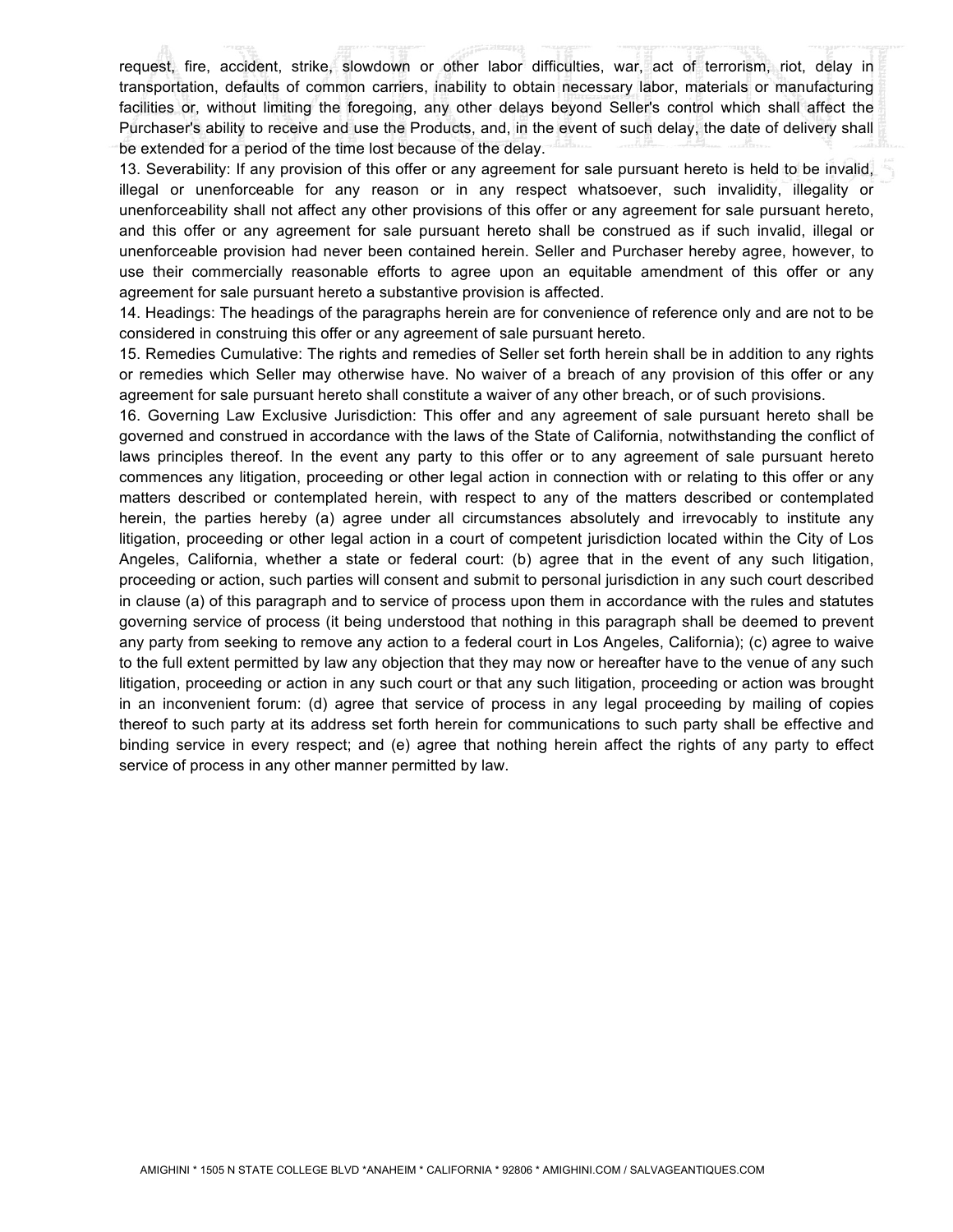request, fire, accident, strike, slowdown or other labor difficulties, war, act of terrorism, riot, delay in transportation, defaults of common carriers, inability to obtain necessary labor, materials or manufacturing facilities or, without limiting the foregoing, any other delays beyond Seller's control which shall affect the Purchaser's ability to receive and use the Products, and, in the event of such delay, the date of delivery shall be extended for a period of the time lost because of the delay.

13. Severability: If any provision of this offer or any agreement for sale pursuant hereto is held to be invalid, illegal or unenforceable for any reason or in any respect whatsoever, such invalidity, illegality or unenforceability shall not affect any other provisions of this offer or any agreement for sale pursuant hereto, and this offer or any agreement for sale pursuant hereto shall be construed as if such invalid, illegal or unenforceable provision had never been contained herein. Seller and Purchaser hereby agree, however, to use their commercially reasonable efforts to agree upon an equitable amendment of this offer or any agreement for sale pursuant hereto a substantive provision is affected.

14. Headings: The headings of the paragraphs herein are for convenience of reference only and are not to be considered in construing this offer or any agreement of sale pursuant hereto.

15. Remedies Cumulative: The rights and remedies of Seller set forth herein shall be in addition to any rights or remedies which Seller may otherwise have. No waiver of a breach of any provision of this offer or any agreement for sale pursuant hereto shall constitute a waiver of any other breach, or of such provisions.

16. Governing Law Exclusive Jurisdiction: This offer and any agreement of sale pursuant hereto shall be governed and construed in accordance with the laws of the State of California, notwithstanding the conflict of laws principles thereof. In the event any party to this offer or to any agreement of sale pursuant hereto commences any litigation, proceeding or other legal action in connection with or relating to this offer or any matters described or contemplated herein, with respect to any of the matters described or contemplated herein, the parties hereby (a) agree under all circumstances absolutely and irrevocably to institute any litigation, proceeding or other legal action in a court of competent jurisdiction located within the City of Los Angeles, California, whether a state or federal court: (b) agree that in the event of any such litigation, proceeding or action, such parties will consent and submit to personal jurisdiction in any such court described in clause (a) of this paragraph and to service of process upon them in accordance with the rules and statutes governing service of process (it being understood that nothing in this paragraph shall be deemed to prevent any party from seeking to remove any action to a federal court in Los Angeles, California); (c) agree to waive to the full extent permitted by law any objection that they may now or hereafter have to the venue of any such litigation, proceeding or action in any such court or that any such litigation, proceeding or action was brought in an inconvenient forum: (d) agree that service of process in any legal proceeding by mailing of copies thereof to such party at its address set forth herein for communications to such party shall be effective and binding service in every respect; and (e) agree that nothing herein affect the rights of any party to effect service of process in any other manner permitted by law.